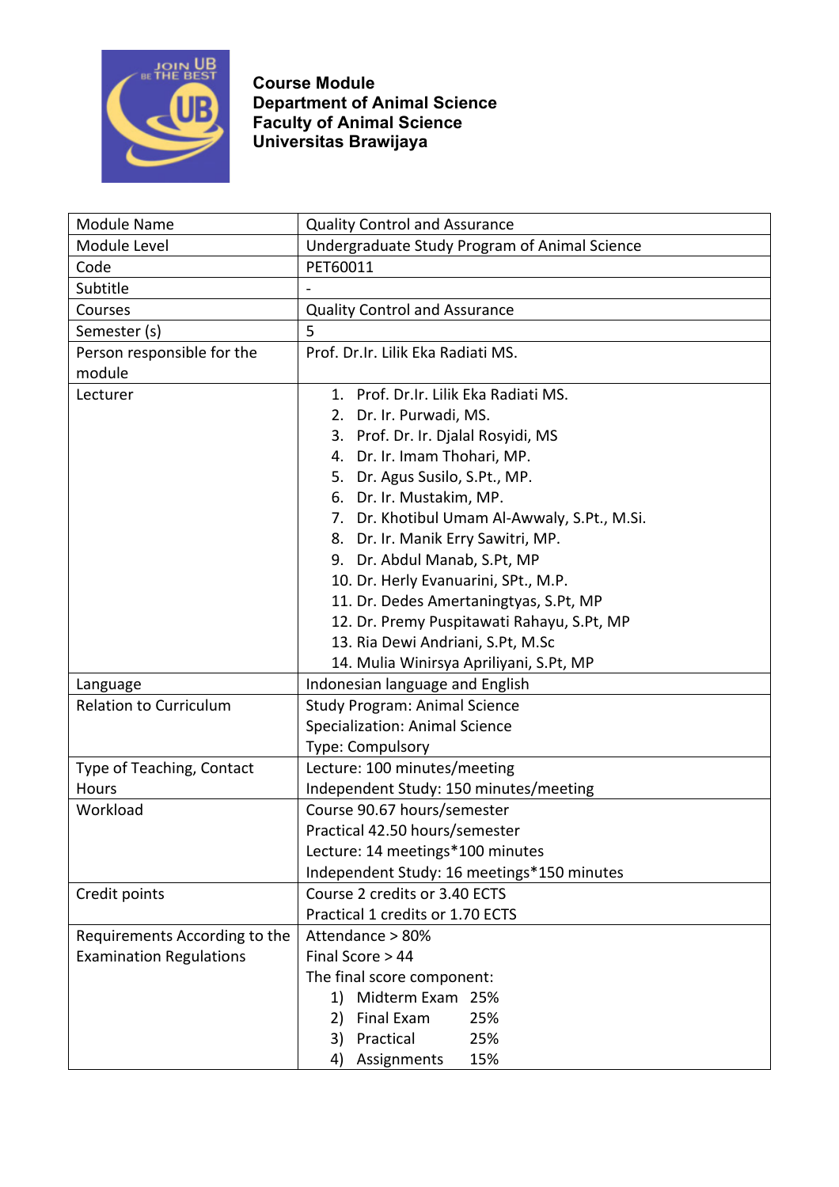**Course Module**
**Department of Animal Science**
**Faculty of Animal Science**
**Universitas Brawijaya**

| Module Name | Quality Control and Assurance |
|---|---|
| Module Level | Undergraduate Study Program of Animal Science |
| Code | PET60011 |
| Subtitle | - |
| Courses | Quality Control and Assurance |
| Semester (s) | 5 |
| Person responsible for the module | Prof. Dr.Ir. Lilik Eka Radiati MS. |
| Lecturer | 1. Prof. Dr.Ir. Lilik Eka Radiati MS.<br>2. Dr. Ir. Purwadi, MS.<br>3. Prof. Dr. Ir. Djalal Rosyidi, MS<br>4. Dr. Ir. Imam Thohari, MP.<br>5. Dr. Agus Susilo, S.Pt., MP.<br>6. Dr. Ir. Mustakim, MP.<br>7. Dr. Khotibul Umam Al-Awwaly, S.Pt., M.Si.<br>8. Dr. Ir. Manik Erry Sawitri, MP.<br>9. Dr. Abdul Manab, S.Pt, MP<br>10. Dr. Herly Evanuarini, SPt., M.P.<br>11. Dr. Dedes Amertaningtyas, S.Pt, MP<br>12. Dr. Premy Puspitawati Rahayu, S.Pt, MP<br>13. Ria Dewi Andriani, S.Pt, M.Sc<br>14. Mulia Winirsya Apriliyani, S.Pt, MP |
| Language | Indonesian language and English |
| Relation to Curriculum | Study Program: Animal Science<br>Specialization: Animal Science<br>Type: Compulsory |
| Type of Teaching, Contact Hours | Lecture: 100 minutes/meeting<br>Independent Study: 150 minutes/meeting |
| Workload | Course 90.67 hours/semester<br>Practical 42.50 hours/semester<br>Lecture: 14 meetings*100 minutes<br>Independent Study: 16 meetings*150 minutes |
| Credit points | Course 2 credits or 3.40 ECTS<br>Practical 1 credits or 1.70 ECTS |
| Requirements According to the Examination Regulations | Attendance > 80%<br>Final Score > 44<br>The final score component:<br>1) Midterm Exam 25%<br>2) Final Exam 25%<br>3) Practical 25%<br>4) Assignments 15% |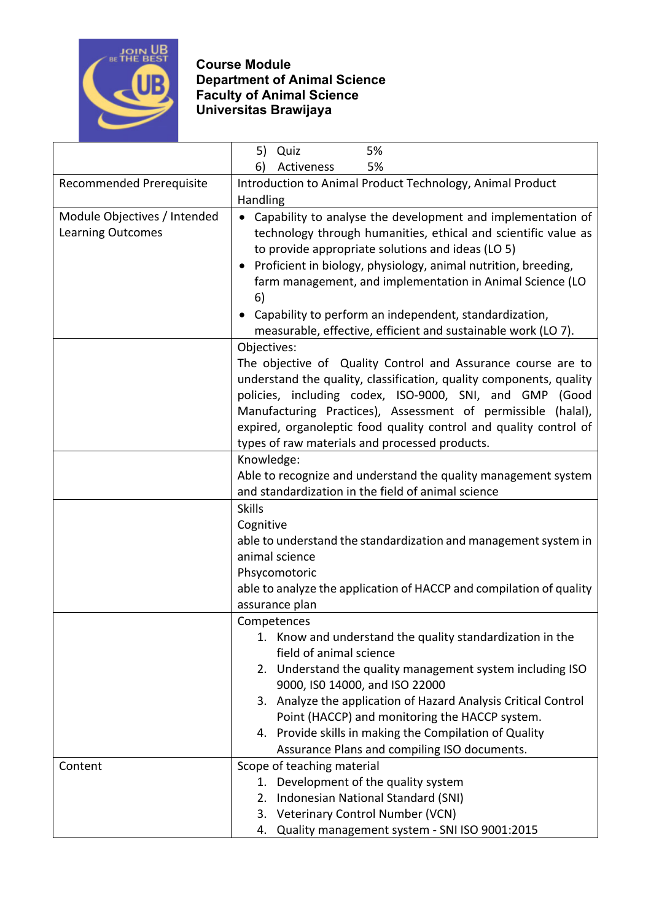**Course Module**
**Department of Animal Science**
**Faculty of Animal Science**
**Universitas Brawijaya**

| | |
|---|---|
| | 5) Quiz 5%<br>6) Activeness 5% |
| Recommended Prerequisite | Introduction to Animal Product Technology, Animal Product Handling |
| Module Objectives / Intended Learning Outcomes | • Capability to analyse the development and implementation of technology through humanities, ethical and scientific value as to provide appropriate solutions and ideas (LO 5)<br>• Proficient in biology, physiology, animal nutrition, breeding, farm management, and implementation in Animal Science (LO 6)<br>• Capability to perform an independent, standardization, measurable, effective, efficient and sustainable work (LO 7). |
| | Objectives:<br>The objective of Quality Control and Assurance course are to understand the quality, classification, quality components, quality policies, including codex, ISO-9000, SNI, and GMP (Good Manufacturing Practices), Assessment of permissible (halal), expired, organoleptic food quality control and quality control of types of raw materials and processed products. |
| | Knowledge:<br>Able to recognize and understand the quality management system and standardization in the field of animal science |
| | Skills<br>Cognitive<br>able to understand the standardization and management system in animal science<br>Phsycomotoric<br>able to analyze the application of HACCP and compilation of quality assurance plan |
| | Competences<br>1. Know and understand the quality standardization in the field of animal science<br>2. Understand the quality management system including ISO 9000, ISO 14000, and ISO 22000<br>3. Analyze the application of Hazard Analysis Critical Control Point (HACCP) and monitoring the HACCP system.<br>4. Provide skills in making the Compilation of Quality Assurance Plans and compiling ISO documents. |
| Content | Scope of teaching material<br>1. Development of the quality system<br>2. Indonesian National Standard (SNI)<br>3. Veterinary Control Number (VCN)<br>4. Quality management system - SNI ISO 9001:2015 |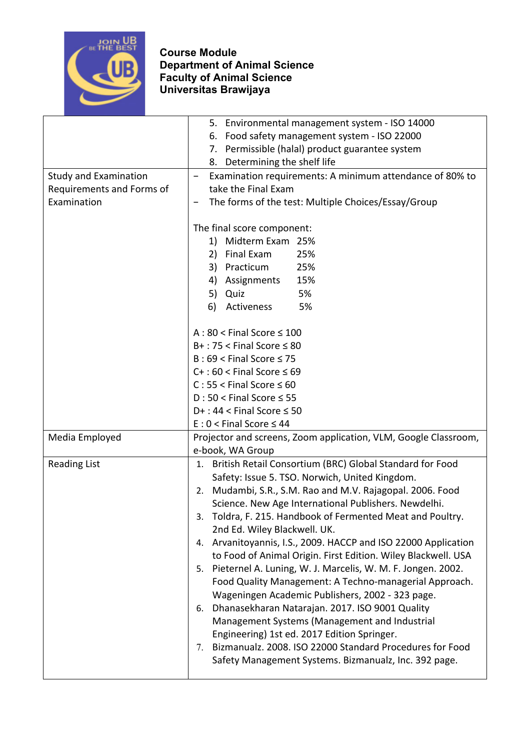**Course Module**
**Department of Animal Science**
**Faculty of Animal Science**
**Universitas Brawijaya**

| | |
|---|---|
| | 5. Environmental management system - ISO 14000<br>6. Food safety management system - ISO 22000<br>7. Permissible (halal) product guarantee system<br>8. Determining the shelf life |
| Study and Examination Requirements and Forms of Examination | − Examination requirements: A minimum attendance of 80% to take the Final Exam<br>− The forms of the test: Multiple Choices/Essay/Group<br><br>The final score component:<br>1) Midterm Exam 25%<br>2) Final Exam 25%<br>3) Practicum 25%<br>4) Assignments 15%<br>5) Quiz 5%<br>6) Activeness 5%<br><br>A : 80 < Final Score ≤ 100<br>B+ : 75 < Final Score ≤ 80<br>B : 69 < Final Score ≤ 75<br>C+ : 60 < Final Score ≤ 69<br>C : 55 < Final Score ≤ 60<br>D : 50 < Final Score ≤ 55<br>D+ : 44 < Final Score ≤ 50<br>E : 0 < Final Score ≤ 44 |
| Media Employed | Projector and screens, Zoom application, VLM, Google Classroom, e-book, WA Group |
| Reading List | 1. British Retail Consortium (BRC) Global Standard for Food Safety: Issue 5. TSO. Norwich, United Kingdom.<br>2. Mudambi, S.R., S.M. Rao and M.V. Rajagopal. 2006. Food Science. New Age International Publishers. Newdelhi.<br>3. Toldra, F. 215. Handbook of Fermented Meat and Poultry. 2nd Ed. Wiley Blackwell. UK.<br>4. Arvanitoyannis, I.S., 2009. HACCP and ISO 22000 Application to Food of Animal Origin. First Edition. Wiley Blackwell. USA<br>5. Pieternel A. Luning, W. J. Marcelis, W. M. F. Jongen. 2002. Food Quality Management: A Techno-managerial Approach. Wageningen Academic Publishers, 2002 - 323 page.<br>6. Dhanasekharan Natarajan. 2017. ISO 9001 Quality Management Systems (Management and Industrial Engineering) 1st ed. 2017 Edition Springer.<br>7. Bizmanualz. 2008. ISO 22000 Standard Procedures for Food Safety Management Systems. Bizmanualz, Inc. 392 page. |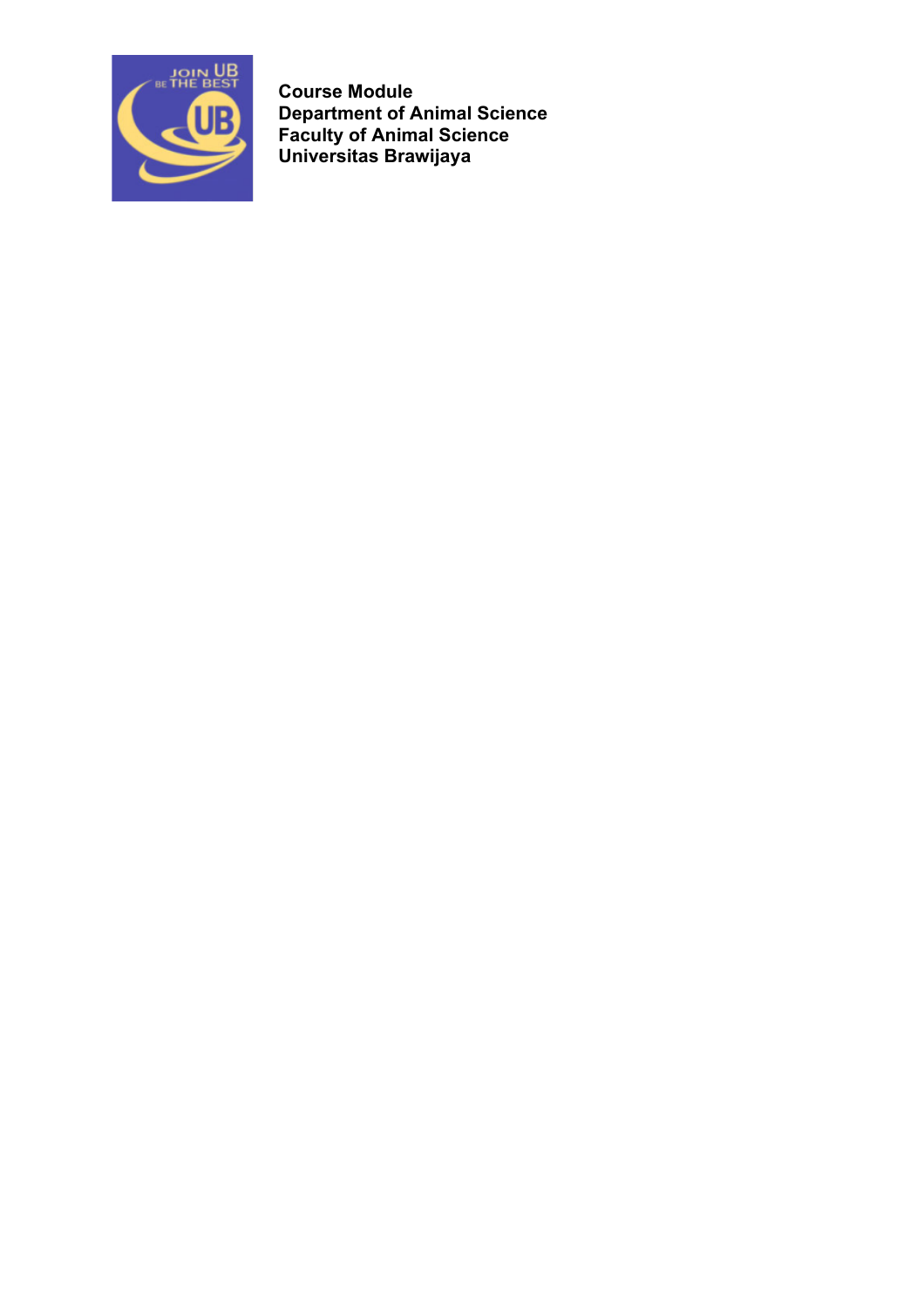**Course Module**
**Department of Animal Science**
**Faculty of Animal Science**
**Universitas Brawijaya**